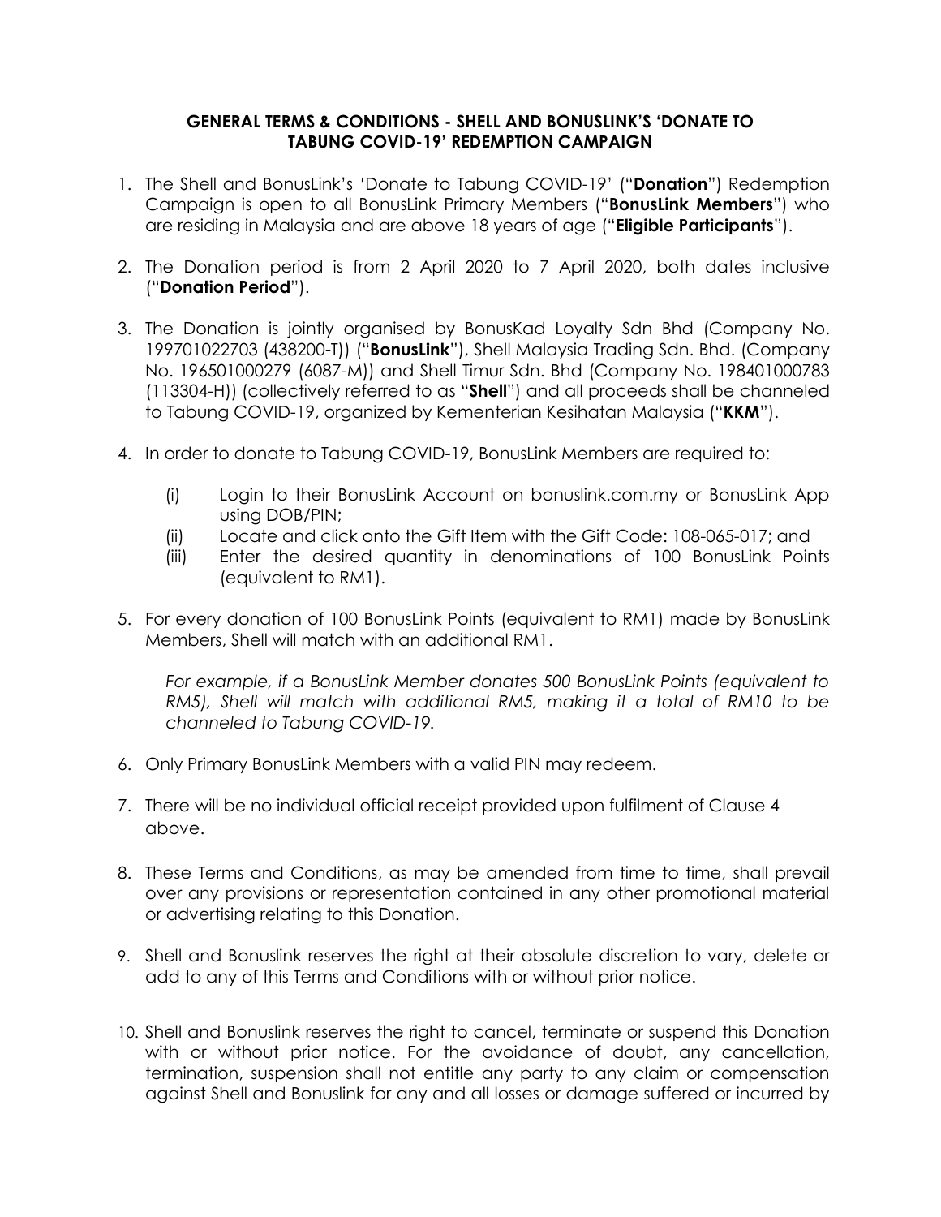**GENERAL TERMS & CONDITIONS - SHELL AND BONUSLINK'S 'DONATE TO TABUNG COVID-19' REDEMPTION CAMPAIGN**

1. The Shell and BonusLink's 'Donate to Tabung COVID-19' ("**Donation**") Redemption Campaign is open to all BonusLink Primary Members ("**BonusLink Members**") who are residing in Malaysia and are above 18 years of age ("**Eligible Participants**").

2. The Donation period is from 2 April 2020 to 7 April 2020, both dates inclusive ("**Donation Period**").

3. The Donation is jointly organised by BonusKad Loyalty Sdn Bhd (Company No. 199701022703 (438200-T)) ("**BonusLink**"), Shell Malaysia Trading Sdn. Bhd. (Company No. 196501000279 (6087-M)) and Shell Timur Sdn. Bhd (Company No. 198401000783 (113304-H)) (collectively referred to as "**Shell**") and all proceeds shall be channeled to Tabung COVID-19, organized by Kementerian Kesihatan Malaysia ("**KKM**").

4. In order to donate to Tabung COVID-19, BonusLink Members are required to:

   (i) Login to their BonusLink Account on bonuslink.com.my or BonusLink App using DOB/PIN;

   (ii) Locate and click onto the Gift Item with the Gift Code: 108-065-017; and

   (iii) Enter the desired quantity in denominations of 100 BonusLink Points (equivalent to RM1).

5. For every donation of 100 BonusLink Points (equivalent to RM1) made by BonusLink Members, Shell will match with an additional RM1.

   *For example, if a BonusLink Member donates 500 BonusLink Points (equivalent to RM5), Shell will match with additional RM5, making it a total of RM10 to be channeled to Tabung COVID-19.*

6. Only Primary BonusLink Members with a valid PIN may redeem.

7. There will be no individual official receipt provided upon fulfilment of Clause 4 above.

8. These Terms and Conditions, as may be amended from time to time, shall prevail over any provisions or representation contained in any other promotional material or advertising relating to this Donation.

9. Shell and Bonuslink reserves the right at their absolute discretion to vary, delete or add to any of this Terms and Conditions with or without prior notice.

10. Shell and Bonuslink reserves the right to cancel, terminate or suspend this Donation with or without prior notice. For the avoidance of doubt, any cancellation, termination, suspension shall not entitle any party to any claim or compensation against Shell and Bonuslink for any and all losses or damage suffered or incurred by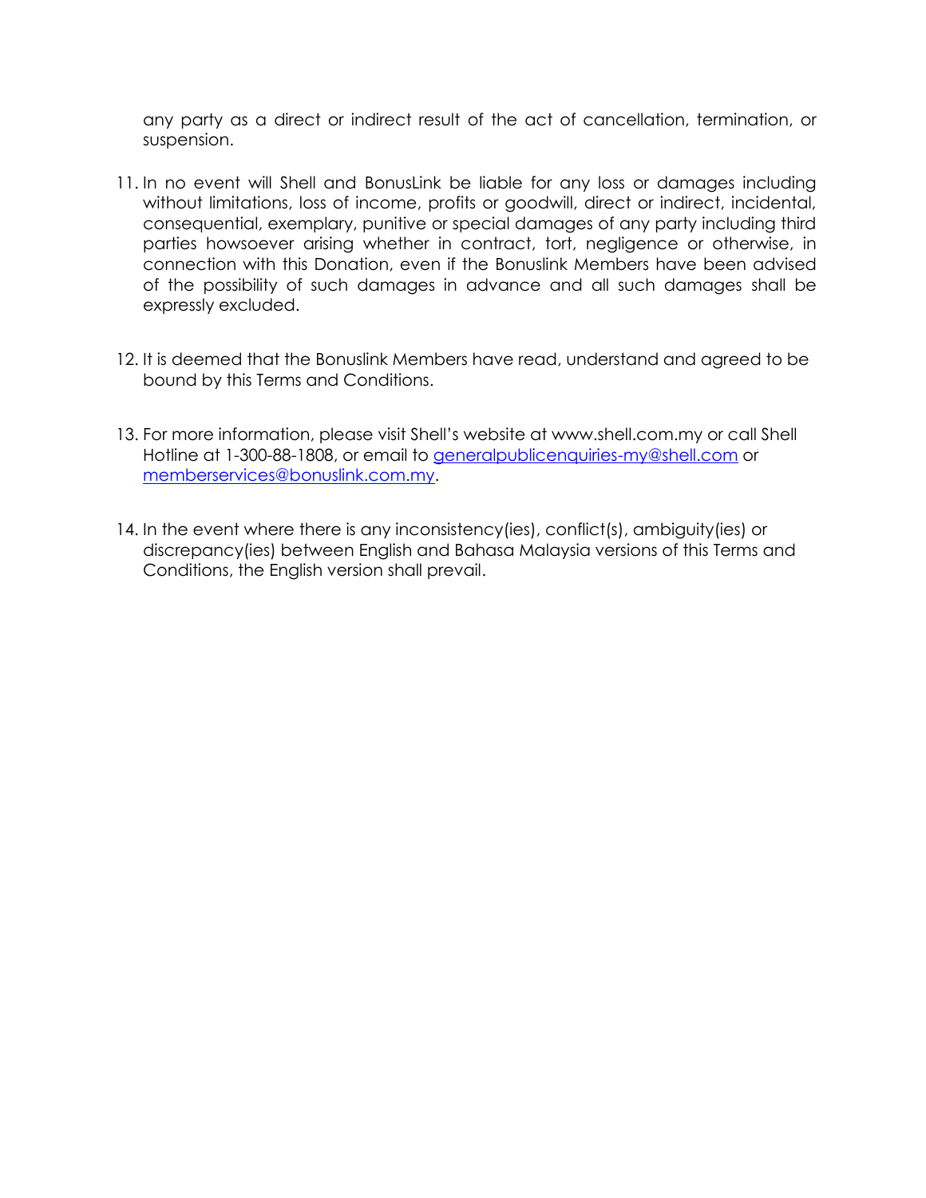any party as a direct or indirect result of the act of cancellation, termination, or suspension.

11. In no event will Shell and BonusLink be liable for any loss or damages including without limitations, loss of income, profits or goodwill, direct or indirect, incidental, consequential, exemplary, punitive or special damages of any party including third parties howsoever arising whether in contract, tort, negligence or otherwise, in connection with this Donation, even if the Bonuslink Members have been advised of the possibility of such damages in advance and all such damages shall be expressly excluded.

12. It is deemed that the Bonuslink Members have read, understand and agreed to be bound by this Terms and Conditions.

13. For more information, please visit Shell's website at www.shell.com.my or call Shell Hotline at 1-300-88-1808, or email to generalpublicenquiries-my@shell.com or memberservices@bonuslink.com.my.

14. In the event where there is any inconsistency(ies), conflict(s), ambiguity(ies) or discrepancy(ies) between English and Bahasa Malaysia versions of this Terms and Conditions, the English version shall prevail.